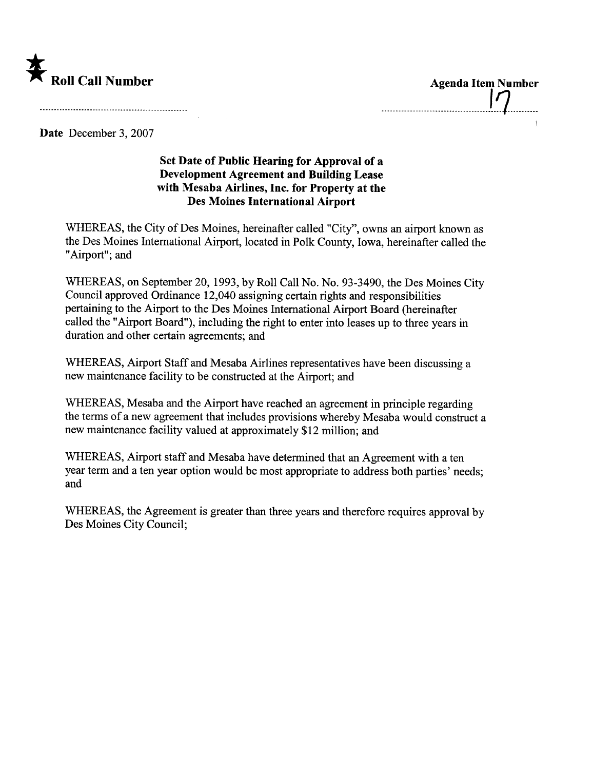★ **Roll Call Number**

**Agenda Item Number**

17

**Date** December 3, 2007

**Set Date of Public Hearing for Approval of a Development Agreement and Building Lease with Mesaba Airlines, Inc. for Property at the Des Moines International Airport**

WHEREAS, the City of Des Moines, hereinafter called "City", owns an airport known as the Des Moines International Airport, located in Polk County, Iowa, hereinafter called the "Airport"; and

WHEREAS, on September 20, 1993, by Roll Call No. No. 93-3490, the Des Moines City Council approved Ordinance 12,040 assigning certain rights and responsibilities pertaining to the Airport to the Des Moines International Airport Board (hereinafter called the "Airport Board"), including the right to enter into leases up to three years in duration and other certain agreements; and

WHEREAS, Airport Staff and Mesaba Airlines representatives have been discussing a new maintenance facility to be constructed at the Airport; and

WHEREAS, Mesaba and the Airport have reached an agreement in principle regarding the terms of a new agreement that includes provisions whereby Mesaba would construct a new maintenance facility valued at approximately $12 million; and

WHEREAS, Airport staff and Mesaba have determined that an Agreement with a ten year term and a ten year option would be most appropriate to address both parties' needs; and

WHEREAS, the Agreement is greater than three years and therefore requires approval by Des Moines City Council;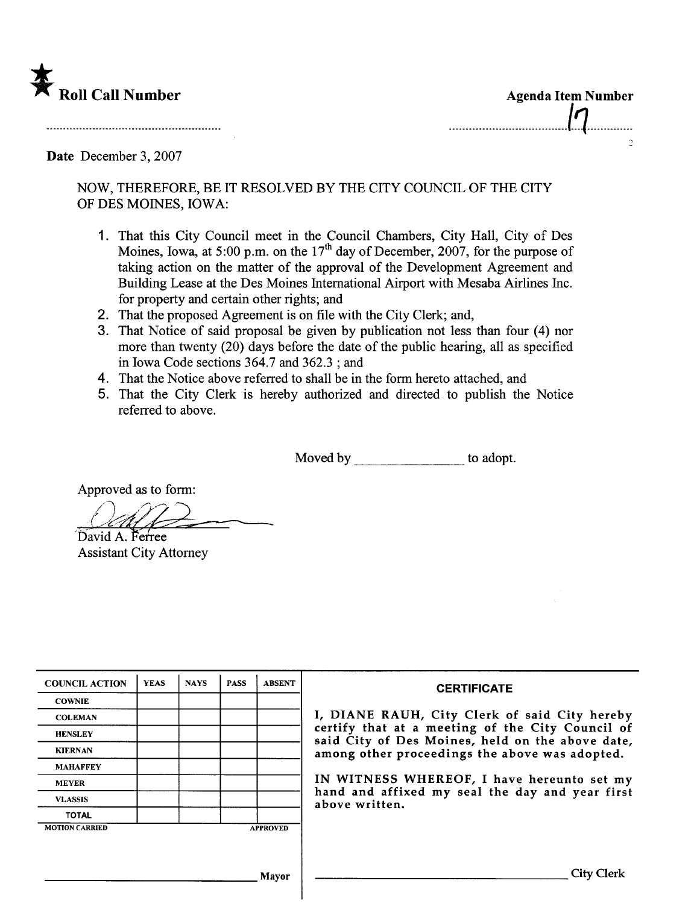★ **Roll Call Number**

**Agenda Item Number**

17

**Date** December 3, 2007

NOW, THEREFORE, BE IT RESOLVED BY THE CITY COUNCIL OF THE CITY OF DES MOINES, IOWA:

1. That this City Council meet in the Council Chambers, City Hall, City of Des Moines, Iowa, at 5:00 p.m. on the 17th day of December, 2007, for the purpose of taking action on the matter of the approval of the Development Agreement and Building Lease at the Des Moines International Airport with Mesaba Airlines Inc. for property and certain other rights; and
2. That the proposed Agreement is on file with the City Clerk; and,
3. That Notice of said proposal be given by publication not less than four (4) nor more than twenty (20) days before the date of the public hearing, all as specified in Iowa Code sections 364.7 and 362.3 ; and
4. That the Notice above referred to shall be in the form hereto attached, and
5. That the City Clerk is hereby authorized and directed to publish the Notice referred to above.

Moved by ________________ to adopt.

Approved as to form:

David A. Ferree
Assistant City Attorney

| COUNCIL ACTION | YEAS | NAYS | PASS | ABSENT |
|---|---|---|---|---|
| COWNIE | | | | |
| COLEMAN | | | | |
| HENSLEY | | | | |
| KIERNAN | | | | |
| MAHAFFEY | | | | |
| MEYER | | | | |
| VLASSIS | | | | |
| TOTAL | | | | |
| MOTION CARRIED | | | | APPROVED |

________________________ Mayor

**CERTIFICATE**

I, DIANE RAUH, City Clerk of said City hereby certify that at a meeting of the City Council of said City of Des Moines, held on the above date, among other proceedings the above was adopted.

IN WITNESS WHEREOF, I have hereunto set my hand and affixed my seal the day and year first above written.

________________________ City Clerk